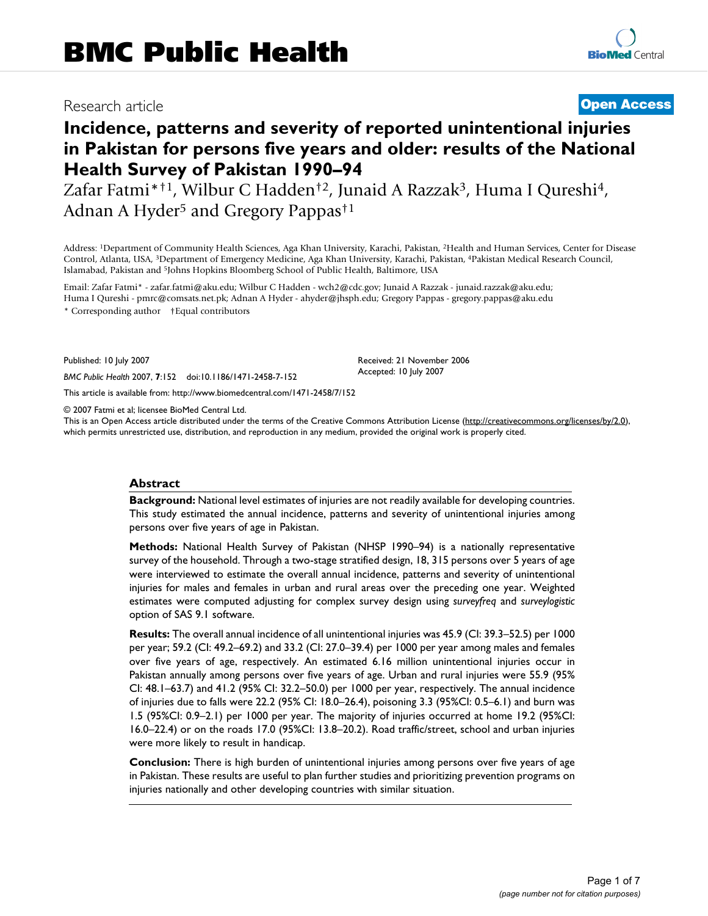# BMC Public Health

Research article

**Open Access**

# Incidence, patterns and severity of reported unintentional injuries in Pakistan for persons five years and older: results of the National Health Survey of Pakistan 1990–94

Zafar Fatmi*†[1], Wilbur C Hadden†[2], Junaid A Razzak[3], Huma I Qureshi[4], Adnan A Hyder[5] and Gregory Pappas†[1]

Address: [1]Department of Community Health Sciences, Aga Khan University, Karachi, Pakistan, [2]Health and Human Services, Center for Disease Control, Atlanta, USA, [3]Department of Emergency Medicine, Aga Khan University, Karachi, Pakistan, [4]Pakistan Medical Research Council, Islamabad, Pakistan and [5]Johns Hopkins Bloomberg School of Public Health, Baltimore, USA

Email: Zafar Fatmi* - zafar.fatmi@aku.edu; Wilbur C Hadden - wch2@cdc.gov; Junaid A Razzak - junaid.razzak@aku.edu; Huma I Qureshi - pmrc@comsats.net.pk; Adnan A Hyder - ahyder@jhsph.edu; Gregory Pappas - gregory.pappas@aku.edu

\* Corresponding author †Equal contributors

Published: 10 July 2007

*BMC Public Health* 2007, **7**:152 doi:10.1186/1471-2458-7-152

Received: 21 November 2006
Accepted: 10 July 2007

This article is available from: http://www.biomedcentral.com/1471-2458/7/152

© 2007 Fatmi et al; licensee BioMed Central Ltd.

This is an Open Access article distributed under the terms of the Creative Commons Attribution License (http://creativecommons.org/licenses/by/2.0), which permits unrestricted use, distribution, and reproduction in any medium, provided the original work is properly cited.

## Abstract

**Background:** National level estimates of injuries are not readily available for developing countries. This study estimated the annual incidence, patterns and severity of unintentional injuries among persons over five years of age in Pakistan.

**Methods:** National Health Survey of Pakistan (NHSP 1990–94) is a nationally representative survey of the household. Through a two-stage stratified design, 18, 315 persons over 5 years of age were interviewed to estimate the overall annual incidence, patterns and severity of unintentional injuries for males and females in urban and rural areas over the preceding one year. Weighted estimates were computed adjusting for complex survey design using *surveyfreq* and *surveylogistic* option of SAS 9.1 software.

**Results:** The overall annual incidence of all unintentional injuries was 45.9 (CI: 39.3–52.5) per 1000 per year; 59.2 (CI: 49.2–69.2) and 33.2 (CI: 27.0–39.4) per 1000 per year among males and females over five years of age, respectively. An estimated 6.16 million unintentional injuries occur in Pakistan annually among persons over five years of age. Urban and rural injuries were 55.9 (95% CI: 48.1–63.7) and 41.2 (95% CI: 32.2–50.0) per 1000 per year, respectively. The annual incidence of injuries due to falls were 22.2 (95% CI: 18.0–26.4), poisoning 3.3 (95%CI: 0.5–6.1) and burn was 1.5 (95%CI: 0.9–2.1) per 1000 per year. The majority of injuries occurred at home 19.2 (95%CI: 16.0–22.4) or on the roads 17.0 (95%CI: 13.8–20.2). Road traffic/street, school and urban injuries were more likely to result in handicap.

**Conclusion:** There is high burden of unintentional injuries among persons over five years of age in Pakistan. These results are useful to plan further studies and prioritizing prevention programs on injuries nationally and other developing countries with similar situation.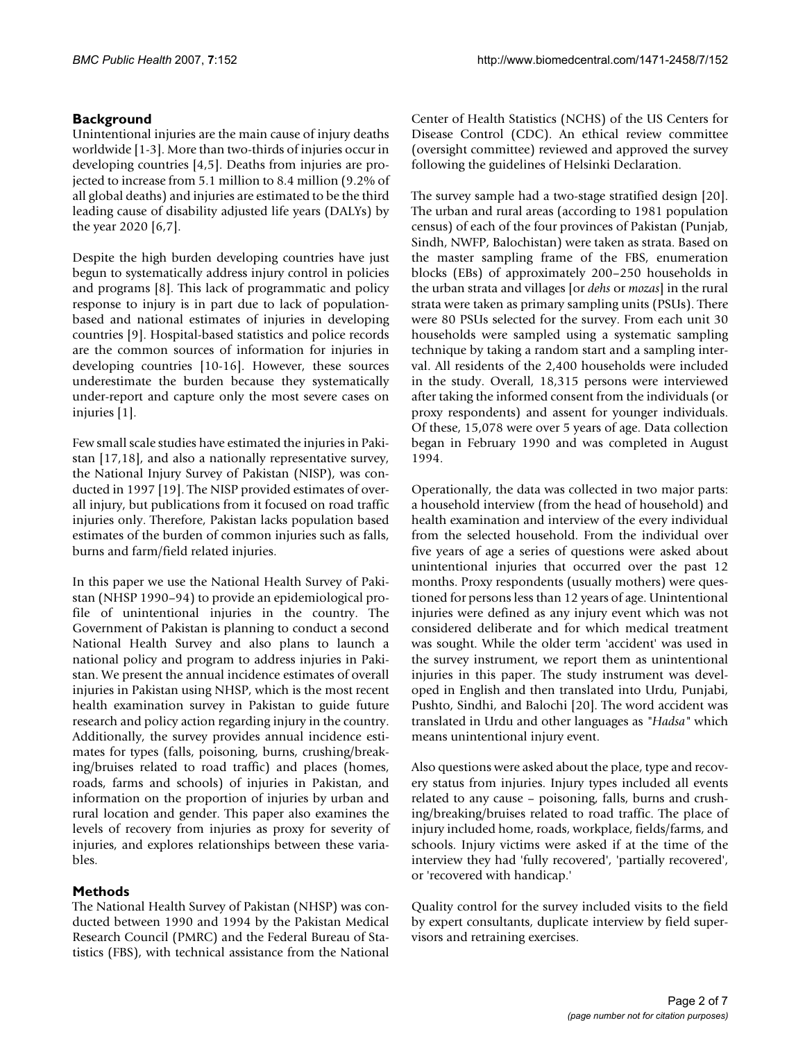## Background

Unintentional injuries are the main cause of injury deaths worldwide [1-3]. More than two-thirds of injuries occur in developing countries [4,5]. Deaths from injuries are projected to increase from 5.1 million to 8.4 million (9.2% of all global deaths) and injuries are estimated to be the third leading cause of disability adjusted life years (DALYs) by the year 2020 [6,7].

Despite the high burden developing countries have just begun to systematically address injury control in policies and programs [8]. This lack of programmatic and policy response to injury is in part due to lack of population-based and national estimates of injuries in developing countries [9]. Hospital-based statistics and police records are the common sources of information for injuries in developing countries [10-16]. However, these sources underestimate the burden because they systematically under-report and capture only the most severe cases on injuries [1].

Few small scale studies have estimated the injuries in Pakistan [17,18], and also a nationally representative survey, the National Injury Survey of Pakistan (NISP), was conducted in 1997 [19]. The NISP provided estimates of overall injury, but publications from it focused on road traffic injuries only. Therefore, Pakistan lacks population based estimates of the burden of common injuries such as falls, burns and farm/field related injuries.

In this paper we use the National Health Survey of Pakistan (NHSP 1990–94) to provide an epidemiological profile of unintentional injuries in the country. The Government of Pakistan is planning to conduct a second National Health Survey and also plans to launch a national policy and program to address injuries in Pakistan. We present the annual incidence estimates of overall injuries in Pakistan using NHSP, which is the most recent health examination survey in Pakistan to guide future research and policy action regarding injury in the country. Additionally, the survey provides annual incidence estimates for types (falls, poisoning, burns, crushing/breaking/bruises related to road traffic) and places (homes, roads, farms and schools) of injuries in Pakistan, and information on the proportion of injuries by urban and rural location and gender. This paper also examines the levels of recovery from injuries as proxy for severity of injuries, and explores relationships between these variables.

## Methods

The National Health Survey of Pakistan (NHSP) was conducted between 1990 and 1994 by the Pakistan Medical Research Council (PMRC) and the Federal Bureau of Statistics (FBS), with technical assistance from the National Center of Health Statistics (NCHS) of the US Centers for Disease Control (CDC). An ethical review committee (oversight committee) reviewed and approved the survey following the guidelines of Helsinki Declaration.

The survey sample had a two-stage stratified design [20]. The urban and rural areas (according to 1981 population census) of each of the four provinces of Pakistan (Punjab, Sindh, NWFP, Balochistan) were taken as strata. Based on the master sampling frame of the FBS, enumeration blocks (EBs) of approximately 200–250 households in the urban strata and villages [or *dehs* or *mozas*] in the rural strata were taken as primary sampling units (PSUs). There were 80 PSUs selected for the survey. From each unit 30 households were sampled using a systematic sampling technique by taking a random start and a sampling interval. All residents of the 2,400 households were included in the study. Overall, 18,315 persons were interviewed after taking the informed consent from the individuals (or proxy respondents) and assent for younger individuals. Of these, 15,078 were over 5 years of age. Data collection began in February 1990 and was completed in August 1994.

Operationally, the data was collected in two major parts: a household interview (from the head of household) and health examination and interview of the every individual from the selected household. From the individual over five years of age a series of questions were asked about unintentional injuries that occurred over the past 12 months. Proxy respondents (usually mothers) were questioned for persons less than 12 years of age. Unintentional injuries were defined as any injury event which was not considered deliberate and for which medical treatment was sought. While the older term 'accident' was used in the survey instrument, we report them as unintentional injuries in this paper. The study instrument was developed in English and then translated into Urdu, Punjabi, Pushto, Sindhi, and Balochi [20]. The word accident was translated in Urdu and other languages as *"Hadsa"* which means unintentional injury event.

Also questions were asked about the place, type and recovery status from injuries. Injury types included all events related to any cause – poisoning, falls, burns and crushing/breaking/bruises related to road traffic. The place of injury included home, roads, workplace, fields/farms, and schools. Injury victims were asked if at the time of the interview they had 'fully recovered', 'partially recovered', or 'recovered with handicap.'

Quality control for the survey included visits to the field by expert consultants, duplicate interview by field supervisors and retraining exercises.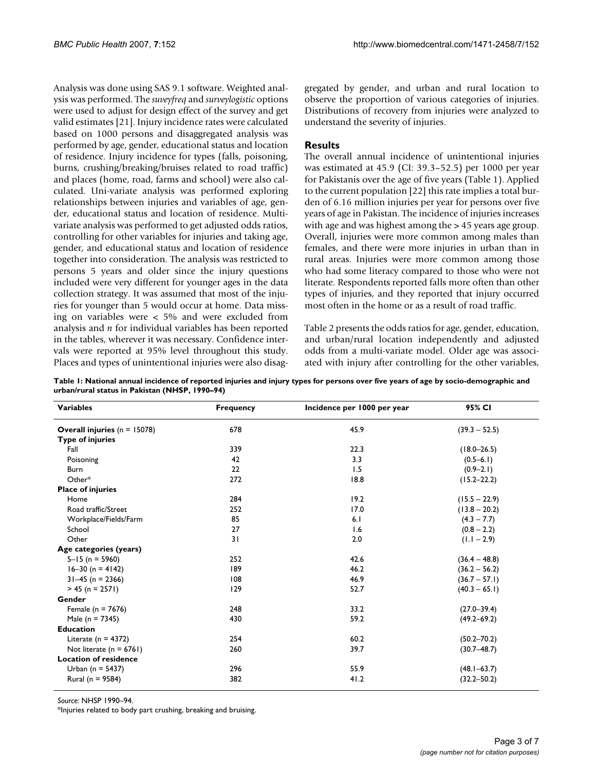Analysis was done using SAS 9.1 software. Weighted analysis was performed. The *suveyfreq* and *surveylogistic* options were used to adjust for design effect of the survey and get valid estimates [21]. Injury incidence rates were calculated based on 1000 persons and disaggregated analysis was performed by age, gender, educational status and location of residence. Injury incidence for types (falls, poisoning, burns, crushing/breaking/bruises related to road traffic) and places (home, road, farms and school) were also calculated. Uni-variate analysis was performed exploring relationships between injuries and variables of age, gender, educational status and location of residence. Multivariate analysis was performed to get adjusted odds ratios, controlling for other variables for injuries and taking age, gender, and educational status and location of residence together into consideration. The analysis was restricted to persons 5 years and older since the injury questions included were very different for younger ages in the data collection strategy. It was assumed that most of the injuries for younger than 5 would occur at home. Data missing on variables were < 5% and were excluded from analysis and *n* for individual variables has been reported in the tables, wherever it was necessary. Confidence intervals were reported at 95% level throughout this study. Places and types of unintentional injuries were also disaggregated by gender, and urban and rural location to observe the proportion of various categories of injuries. Distributions of recovery from injuries were analyzed to understand the severity of injuries.

## Results

The overall annual incidence of unintentional injuries was estimated at 45.9 (CI: 39.3–52.5) per 1000 per year for Pakistanis over the age of five years (Table 1). Applied to the current population [22] this rate implies a total burden of 6.16 million injuries per year for persons over five years of age in Pakistan. The incidence of injuries increases with age and was highest among the > 45 years age group. Overall, injuries were more common among males than females, and there were more injuries in urban than in rural areas. Injuries were more common among those who had some literacy compared to those who were not literate. Respondents reported falls more often than other types of injuries, and they reported that injury occurred most often in the home or as a result of road traffic.

Table 2 presents the odds ratios for age, gender, education, and urban/rural location independently and adjusted odds from a multi-variate model. Older age was associated with injury after controlling for the other variables,

**Table 1: National annual incidence of reported injuries and injury types for persons over five years of age by socio-demographic and urban/rural status in Pakistan (NHSP, 1990–94)**

| Variables | Frequency | Incidence per 1000 per year | 95% CI |
|---|---|---|---|
| **Overall injuries** (n = 15078) | 678 | 45.9 | (39.3 – 52.5) |
| **Type of injuries** | | | |
| Fall | 339 | 22.3 | (18.0–26.5) |
| Poisoning | 42 | 3.3 | (0.5–6.1) |
| Burn | 22 | 1.5 | (0.9–2.1) |
| Other* | 272 | 18.8 | (15.2–22.2) |
| **Place of injuries** | | | |
| Home | 284 | 19.2 | (15.5 – 22.9) |
| Road traffic/Street | 252 | 17.0 | (13.8 – 20.2) |
| Workplace/Fields/Farm | 85 | 6.1 | (4.3 – 7.7) |
| School | 27 | 1.6 | (0.8 – 2.2) |
| Other | 31 | 2.0 | (1.1 – 2.9) |
| **Age categories (years)** | | | |
| 5–15 (n = 5960) | 252 | 42.6 | (36.4 – 48.8) |
| 16–30 (n = 4142) | 189 | 46.2 | (36.2 – 56.2) |
| 31–45 (n = 2366) | 108 | 46.9 | (36.7 – 57.1) |
| > 45 (n = 2571) | 129 | 52.7 | (40.3 – 65.1) |
| **Gender** | | | |
| Female (n = 7676) | 248 | 33.2 | (27.0–39.4) |
| Male (n = 7345) | 430 | 59.2 | (49.2–69.2) |
| **Education** | | | |
| Literate (n = 4372) | 254 | 60.2 | (50.2–70.2) |
| Not literate (n = 6761) | 260 | 39.7 | (30.7–48.7) |
| **Location of residence** | | | |
| Urban (n = 5437) | 296 | 55.9 | (48.1–63.7) |
| Rural (n = 9584) | 382 | 41.2 | (32.2–50.2) |

*Source:* NHSP 1990–94.

*Injuries related to body part crushing, breaking and bruising.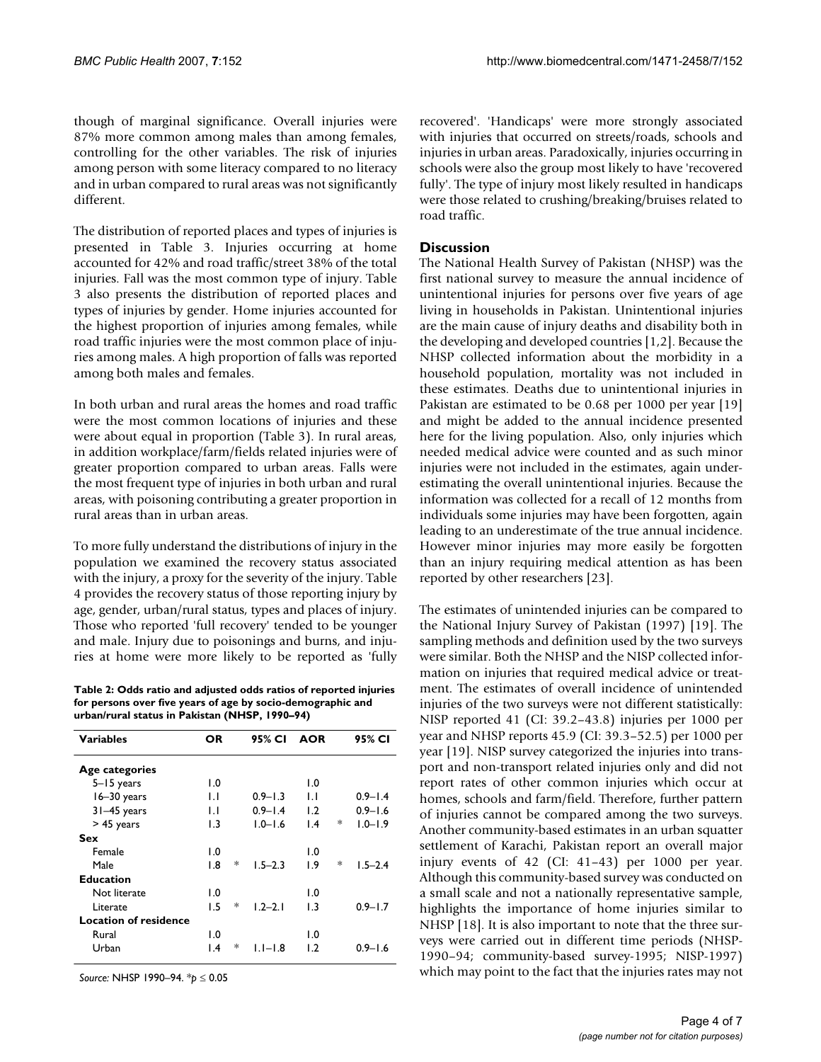though of marginal significance. Overall injuries were 87% more common among males than among females, controlling for the other variables. The risk of injuries among person with some literacy compared to no literacy and in urban compared to rural areas was not significantly different.

The distribution of reported places and types of injuries is presented in Table 3. Injuries occurring at home accounted for 42% and road traffic/street 38% of the total injuries. Fall was the most common type of injury. Table 3 also presents the distribution of reported places and types of injuries by gender. Home injuries accounted for the highest proportion of injuries among females, while road traffic injuries were the most common place of injuries among males. A high proportion of falls was reported among both males and females.

In both urban and rural areas the homes and road traffic were the most common locations of injuries and these were about equal in proportion (Table 3). In rural areas, in addition workplace/farm/fields related injuries were of greater proportion compared to urban areas. Falls were the most frequent type of injuries in both urban and rural areas, with poisoning contributing a greater proportion in rural areas than in urban areas.

To more fully understand the distributions of injury in the population we examined the recovery status associated with the injury, a proxy for the severity of the injury. Table 4 provides the recovery status of those reporting injury by age, gender, urban/rural status, types and places of injury. Those who reported 'full recovery' tended to be younger and male. Injury due to poisonings and burns, and injuries at home were more likely to be reported as 'fully recovered'. 'Handicaps' were more strongly associated with injuries that occurred on streets/roads, schools and injuries in urban areas. Paradoxically, injuries occurring in schools were also the group most likely to have 'recovered fully'. The type of injury most likely resulted in handicaps were those related to crushing/breaking/bruises related to road traffic.

**Table 2: Odds ratio and adjusted odds ratios of reported injuries for persons over five years of age by socio-demographic and urban/rural status in Pakistan (NHSP, 1990–94)**

| Variables | OR | | 95% CI | AOR | | 95% CI |
|---|---|---|---|---|---|---|
| **Age categories** | | | | | | |
| 5–15 years | 1.0 | | | 1.0 | | |
| 16–30 years | 1.1 | | 0.9–1.3 | 1.1 | | 0.9–1.4 |
| 31–45 years | 1.1 | | 0.9–1.4 | 1.2 | | 0.9–1.6 |
| > 45 years | 1.3 | | 1.0–1.6 | 1.4 | * | 1.0–1.9 |
| **Sex** | | | | | | |
| Female | 1.0 | | | 1.0 | | |
| Male | 1.8 | * | 1.5–2.3 | 1.9 | * | 1.5–2.4 |
| **Education** | | | | | | |
| Not literate | 1.0 | | | 1.0 | | |
| Literate | 1.5 | * | 1.2–2.1 | 1.3 | | 0.9–1.7 |
| **Location of residence** | | | | | | |
| Rural | 1.0 | | | 1.0 | | |
| Urban | 1.4 | * | 1.1–1.8 | 1.2 | | 0.9–1.6 |

*Source:* NHSP 1990–94. $^{*}p \leq 0.05$

## Discussion

The National Health Survey of Pakistan (NHSP) was the first national survey to measure the annual incidence of unintentional injuries for persons over five years of age living in households in Pakistan. Unintentional injuries are the main cause of injury deaths and disability both in the developing and developed countries [1,2]. Because the NHSP collected information about the morbidity in a household population, mortality was not included in these estimates. Deaths due to unintentional injuries in Pakistan are estimated to be 0.68 per 1000 per year [19] and might be added to the annual incidence presented here for the living population. Also, only injuries which needed medical advice were counted and as such minor injuries were not included in the estimates, again underestimating the overall unintentional injuries. Because the information was collected for a recall of 12 months from individuals some injuries may have been forgotten, again leading to an underestimate of the true annual incidence. However minor injuries may more easily be forgotten than an injury requiring medical attention as has been reported by other researchers [23].

The estimates of unintended injuries can be compared to the National Injury Survey of Pakistan (1997) [19]. The sampling methods and definition used by the two surveys were similar. Both the NHSP and the NISP collected information on injuries that required medical advice or treatment. The estimates of overall incidence of unintended injuries of the two surveys were not different statistically: NISP reported 41 (CI: 39.2–43.8) injuries per 1000 per year and NHSP reports 45.9 (CI: 39.3–52.5) per 1000 per year [19]. NISP survey categorized the injuries into transport and non-transport related injuries only and did not report rates of other common injuries which occur at homes, schools and farm/field. Therefore, further pattern of injuries cannot be compared among the two surveys. Another community-based estimates in an urban squatter settlement of Karachi, Pakistan report an overall major injury events of 42 (CI: 41–43) per 1000 per year. Although this community-based survey was conducted on a small scale and not a nationally representative sample, highlights the importance of home injuries similar to NHSP [18]. It is also important to note that the three surveys were carried out in different time periods (NHSP-1990–94; community-based survey-1995; NISP-1997) which may point to the fact that the injuries rates may not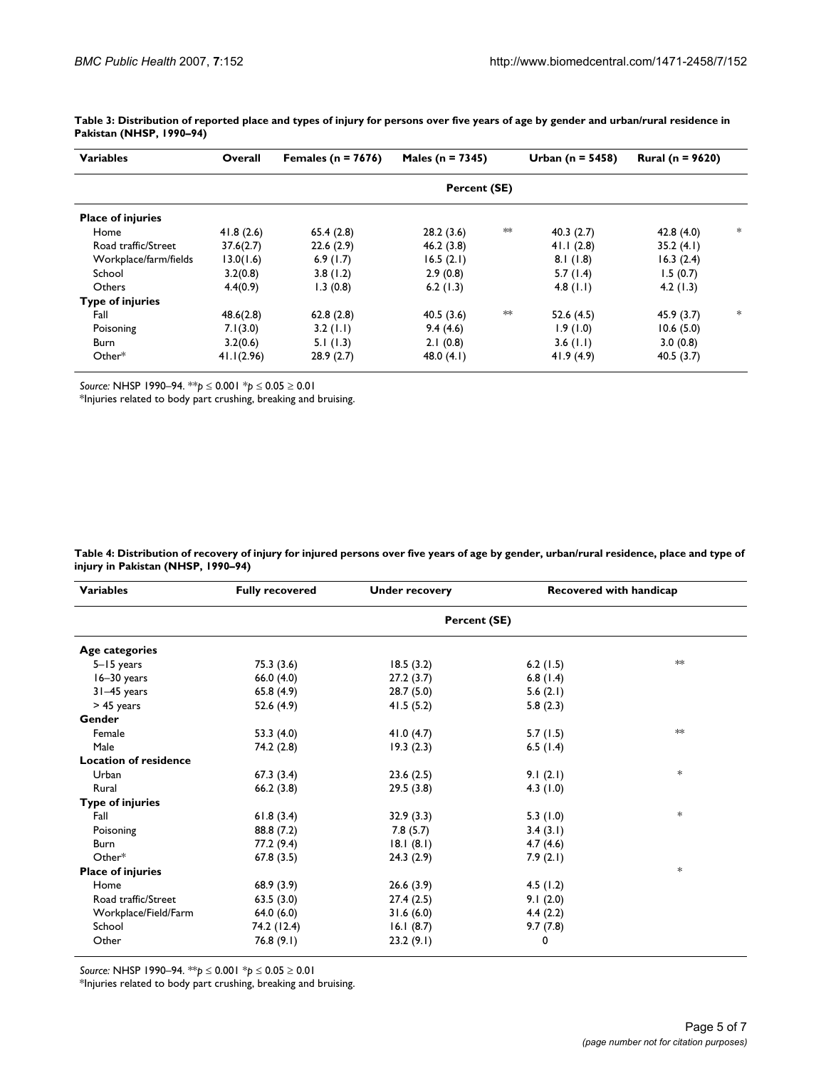**Table 3: Distribution of reported place and types of injury for persons over five years of age by gender and urban/rural residence in Pakistan (NHSP, 1990–94)**

| Variables | Overall | Females (n = 7676) | Males (n = 7345) | | Urban (n = 5458) | Rural (n = 9620) | |
|---|---|---|---|---|---|---|---|
| | Percent (SE) | | | | | | |
| **Place of injuries** | | | | | | | |
| Home | 41.8 (2.6) | 65.4 (2.8) | 28.2 (3.6) | ** | 40.3 (2.7) | 42.8 (4.0) | * |
| Road traffic/Street | 37.6(2.7) | 22.6 (2.9) | 46.2 (3.8) | | 41.1 (2.8) | 35.2 (4.1) | |
| Workplace/farm/fields | 13.0(1.6) | 6.9 (1.7) | 16.5 (2.1) | | 8.1 (1.8) | 16.3 (2.4) | |
| School | 3.2(0.8) | 3.8 (1.2) | 2.9 (0.8) | | 5.7 (1.4) | 1.5 (0.7) | |
| Others | 4.4(0.9) | 1.3 (0.8) | 6.2 (1.3) | | 4.8 (1.1) | 4.2 (1.3) | |
| **Type of injuries** | | | | | | | |
| Fall | 48.6(2.8) | 62.8 (2.8) | 40.5 (3.6) | ** | 52.6 (4.5) | 45.9 (3.7) | * |
| Poisoning | 7.1(3.0) | 3.2 (1.1) | 9.4 (4.6) | | 1.9 (1.0) | 10.6 (5.0) | |
| Burn | 3.2(0.6) | 5.1 (1.3) | 2.1 (0.8) | | 3.6 (1.1) | 3.0 (0.8) | |
| Other* | 41.1(2.96) | 28.9 (2.7) | 48.0 (4.1) | | 41.9 (4.9) | 40.5 (3.7) | |

*Source:* NHSP 1990–94. ***p* ≤ 0.001 **p* ≤ 0.05 ≥ 0.01

*Injuries related to body part crushing, breaking and bruising.

**Table 4: Distribution of recovery of injury for injured persons over five years of age by gender, urban/rural residence, place and type of injury in Pakistan (NHSP, 1990–94)**

| Variables | Fully recovered | Under recovery | Recovered with handicap | |
|---|---|---|---|---|
| | Percent (SE) | | | |
| **Age categories** | | | | |
| 5–15 years | 75.3 (3.6) | 18.5 (3.2) | 6.2 (1.5) | ** |
| 16–30 years | 66.0 (4.0) | 27.2 (3.7) | 6.8 (1.4) | |
| 31–45 years | 65.8 (4.9) | 28.7 (5.0) | 5.6 (2.1) | |
| > 45 years | 52.6 (4.9) | 41.5 (5.2) | 5.8 (2.3) | |
| **Gender** | | | | |
| Female | 53.3 (4.0) | 41.0 (4.7) | 5.7 (1.5) | ** |
| Male | 74.2 (2.8) | 19.3 (2.3) | 6.5 (1.4) | |
| **Location of residence** | | | | |
| Urban | 67.3 (3.4) | 23.6 (2.5) | 9.1 (2.1) | * |
| Rural | 66.2 (3.8) | 29.5 (3.8) | 4.3 (1.0) | |
| **Type of injuries** | | | | |
| Fall | 61.8 (3.4) | 32.9 (3.3) | 5.3 (1.0) | * |
| Poisoning | 88.8 (7.2) | 7.8 (5.7) | 3.4 (3.1) | |
| Burn | 77.2 (9.4) | 18.1 (8.1) | 4.7 (4.6) | |
| Other* | 67.8 (3.5) | 24.3 (2.9) | 7.9 (2.1) | |
| **Place of injuries** | | | | * |
| Home | 68.9 (3.9) | 26.6 (3.9) | 4.5 (1.2) | |
| Road traffic/Street | 63.5 (3.0) | 27.4 (2.5) | 9.1 (2.0) | |
| Workplace/Field/Farm | 64.0 (6.0) | 31.6 (6.0) | 4.4 (2.2) | |
| School | 74.2 (12.4) | 16.1 (8.7) | 9.7 (7.8) | |
| Other | 76.8 (9.1) | 23.2 (9.1) | 0 | |

*Source:* NHSP 1990–94. ***p* ≤ 0.001 **p* ≤ 0.05 ≥ 0.01

*Injuries related to body part crushing, breaking and bruising.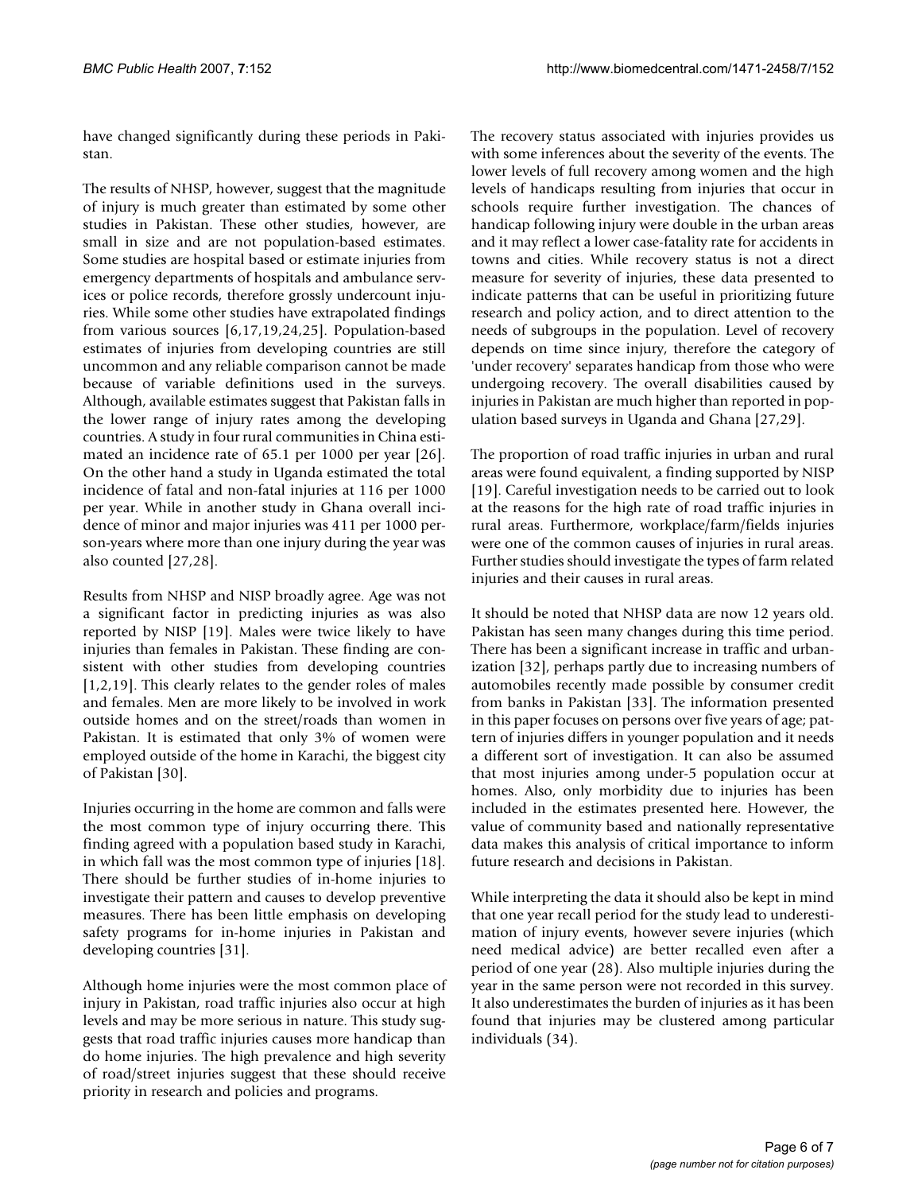have changed significantly during these periods in Pakistan.

The results of NHSP, however, suggest that the magnitude of injury is much greater than estimated by some other studies in Pakistan. These other studies, however, are small in size and are not population-based estimates. Some studies are hospital based or estimate injuries from emergency departments of hospitals and ambulance services or police records, therefore grossly undercount injuries. While some other studies have extrapolated findings from various sources [6,17,19,24,25]. Population-based estimates of injuries from developing countries are still uncommon and any reliable comparison cannot be made because of variable definitions used in the surveys. Although, available estimates suggest that Pakistan falls in the lower range of injury rates among the developing countries. A study in four rural communities in China estimated an incidence rate of 65.1 per 1000 per year [26]. On the other hand a study in Uganda estimated the total incidence of fatal and non-fatal injuries at 116 per 1000 per year. While in another study in Ghana overall incidence of minor and major injuries was 411 per 1000 person-years where more than one injury during the year was also counted [27,28].

Results from NHSP and NISP broadly agree. Age was not a significant factor in predicting injuries as was also reported by NISP [19]. Males were twice likely to have injuries than females in Pakistan. These finding are consistent with other studies from developing countries [1,2,19]. This clearly relates to the gender roles of males and females. Men are more likely to be involved in work outside homes and on the street/roads than women in Pakistan. It is estimated that only 3% of women were employed outside of the home in Karachi, the biggest city of Pakistan [30].

Injuries occurring in the home are common and falls were the most common type of injury occurring there. This finding agreed with a population based study in Karachi, in which fall was the most common type of injuries [18]. There should be further studies of in-home injuries to investigate their pattern and causes to develop preventive measures. There has been little emphasis on developing safety programs for in-home injuries in Pakistan and developing countries [31].

Although home injuries were the most common place of injury in Pakistan, road traffic injuries also occur at high levels and may be more serious in nature. This study suggests that road traffic injuries causes more handicap than do home injuries. The high prevalence and high severity of road/street injuries suggest that these should receive priority in research and policies and programs.

The recovery status associated with injuries provides us with some inferences about the severity of the events. The lower levels of full recovery among women and the high levels of handicaps resulting from injuries that occur in schools require further investigation. The chances of handicap following injury were double in the urban areas and it may reflect a lower case-fatality rate for accidents in towns and cities. While recovery status is not a direct measure for severity of injuries, these data presented to indicate patterns that can be useful in prioritizing future research and policy action, and to direct attention to the needs of subgroups in the population. Level of recovery depends on time since injury, therefore the category of 'under recovery' separates handicap from those who were undergoing recovery. The overall disabilities caused by injuries in Pakistan are much higher than reported in population based surveys in Uganda and Ghana [27,29].

The proportion of road traffic injuries in urban and rural areas were found equivalent, a finding supported by NISP [19]. Careful investigation needs to be carried out to look at the reasons for the high rate of road traffic injuries in rural areas. Furthermore, workplace/farm/fields injuries were one of the common causes of injuries in rural areas. Further studies should investigate the types of farm related injuries and their causes in rural areas.

It should be noted that NHSP data are now 12 years old. Pakistan has seen many changes during this time period. There has been a significant increase in traffic and urbanization [32], perhaps partly due to increasing numbers of automobiles recently made possible by consumer credit from banks in Pakistan [33]. The information presented in this paper focuses on persons over five years of age; pattern of injuries differs in younger population and it needs a different sort of investigation. It can also be assumed that most injuries among under-5 population occur at homes. Also, only morbidity due to injuries has been included in the estimates presented here. However, the value of community based and nationally representative data makes this analysis of critical importance to inform future research and decisions in Pakistan.

While interpreting the data it should also be kept in mind that one year recall period for the study lead to underestimation of injury events, however severe injuries (which need medical advice) are better recalled even after a period of one year (28). Also multiple injuries during the year in the same person were not recorded in this survey. It also underestimates the burden of injuries as it has been found that injuries may be clustered among particular individuals (34).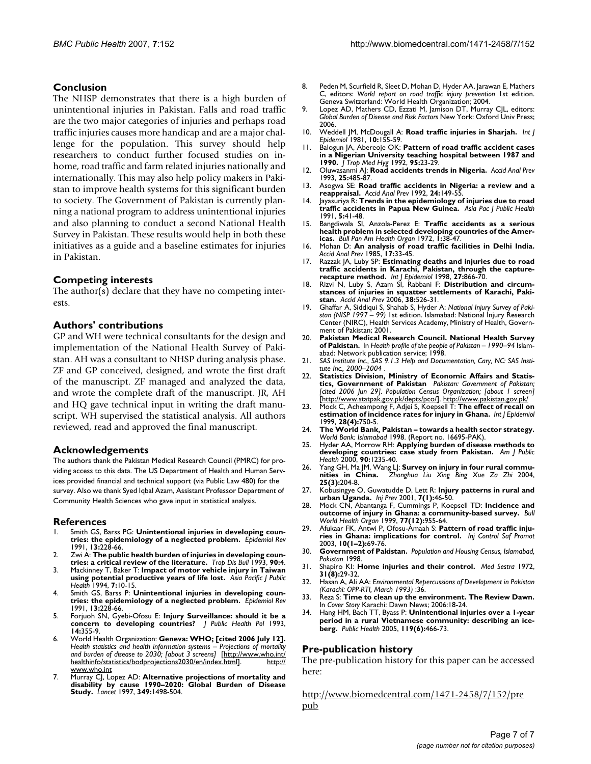## Conclusion

The NHSP demonstrates that there is a high burden of unintentional injuries in Pakistan. Falls and road traffic are the two major categories of injuries and perhaps road traffic injuries causes more handicap and are a major challenge for the population. This survey should help researchers to conduct further focused studies on in-home, road traffic and farm related injuries nationally and internationally. This may also help policy makers in Pakistan to improve health systems for this significant burden to society. The Government of Pakistan is currently planning a national program to address unintentional injuries and also planning to conduct a second National Health Survey in Pakistan. These results would help in both these initiatives as a guide and a baseline estimates for injuries in Pakistan.

## Competing interests

The author(s) declare that they have no competing interests.

## Authors' contributions

GP and WH were technical consultants for the design and implementation of the National Health Survey of Pakistan. AH was a consultant to NHSP during analysis phase. ZF and GP conceived, designed, and wrote the first draft of the manuscript. ZF managed and analyzed the data, and wrote the complete draft of the manuscript. JR, AH and HQ gave technical input in writing the draft manuscript. WH supervised the statistical analysis. All authors reviewed, read and approved the final manuscript.

## Acknowledgements

The authors thank the Pakistan Medical Research Council (PMRC) for providing access to this data. The US Department of Health and Human Services provided financial and technical support (via Public Law 480) for the survey. Also we thank Syed Iqbal Azam, Assistant Professor Department of Community Health Sciences who gave input in statistical analysis.

## References

1. Smith GS, Barss PG: **Unintentional injuries in developing countries: the epidemiology of a neglected problem.** *Epidemiol Rev* 1991, **13:**228-66.
2. Zwi A: **The public health burden of injuries in developing countries: a critical review of the literature.** *Trop Dis Bull* 1993, **90:**4.
3. Mackinney T, Baker T: **Impact of motor vehicle injury in Taiwan using potential productive years of life lost.** *Asia Pacific J Public Health* 1994, **7:**10-15.
4. Smith GS, Barss P: **Unintentional injuries in developing countries: the epidemiology of a neglected problem.** *Epidemiol Rev* 1991, **13:**228-66.
5. Forjuoh SN, Gyebi-Ofosu E: **Injury Surveillance: should it be a concern to developing countries?** *J Public Health Pol* 1993, **14:**355-9.
6. World Health Organization: **Geneva: WHO; [cited 2006 July 12].** *Health statistics and health information systems – Projections of mortality and burden of disease to 2030; [about 3 screens]* [http://www.who.int/healthinfo/statistics/bodprojections2030/en/index.html]. http://www.who.int
7. Murray CJ, Lopez AD: **Alternative projections of mortality and disability by cause 1990–2020: Global Burden of Disease Study.** *Lancet* 1997, **349:**1498-504.
8. Peden M, Scurfield R, Sleet D, Mohan D, Hyder AA, Jarawan E, Mathers C, editors: *World report on road traffic injury prevention* 1st edition. Geneva Switzerland: World Health Organization; 2004.
9. Lopez AD, Mathers CD, Ezzati M, Jamison DT, Murray CJL, editors: *Global Burden of Disease and Risk Factors* New York: Oxford Univ Press; 2006.
10. Weddell JM, McDougall A: **Road traffic injuries in Sharjah.** *Int J Epidemiol* 1981, **10:**155-59.
11. Balogun JA, Abereoje OK: **Pattern of road traffic accident cases in a Nigerian University teaching hospital between 1987 and 1990.** *J Trop Med Hyg* 1992, **95:**23-29.
12. Oluwasanmi AJ: **Road accidents trends in Nigeria.** *Accid Anal Prev* 1993, **25:**485-87.
13. Asogwa SE: **Road traffic accidents in Nigeria: a review and a reappraisal.** *Accid Anal Prev* 1992, **24:**149-55.
14. Jayasuriya R: **Trends in the epidemiology of injuries due to road traffic accidents in Papua New Guinea.** *Asia Pac J Public Health* 1991, **5:**41-48.
15. Bangdiwala SI, Anzola-Perez E: **Traffic accidents as a serious health problem in selected developing countries of the Americas.** *Bull Pan Am Health Organ* 1972, **1:**38-47.
16. Mohan D: **An analysis of road traffic facilities in Delhi India.** *Accid Anal Prev* 1985, **17:**33-45.
17. Razzak JA, Luby SP: **Estimating deaths and injuries due to road traffic accidents in Karachi, Pakistan, through the capture-recapture method.** *Int J Epidemiol* 1998, **27:**866-70.
18. Rizvi N, Luby S, Azam SI, Rabbani F: **Distribution and circumstances of injuries in squatter settlements of Karachi, Pakistan.** *Accid Anal Prev* 2006, **38:**526-31.
19. Ghaffar A, Siddiqui S, Shahab S, Hyder A: *National Injury Survey of Pakistan (NISP 1997 – 99)* 1st edition. Islamabad: National Injury Research Center (NIRC), Health Services Academy, Ministry of Health, Government of Pakistan; 2001.
20. **Pakistan Medical Research Council. National Health Survey of Pakistan.** In *Health profile of the people of Pakistan – 1990–94* Islamabad: Network publication service; 1998.
21. *SAS Institute Inc., SAS 9.1.3 Help and Documentation, Cary, NC: SAS Institute Inc., 2000–2004* .
22. **Statistics Division, Ministry of Economic Affairs and Statistics, Government of Pakistan** *Pakistan: Government of Pakistan; [cited 2006 Jun 29]. Population Census Organization; [about 1 screen]* [http://www.statpak.gov.pk/depts/pco/]. http://www.pakistan.gov.pk/
23. Mock C, Acheampong F, Adjei S, Koepsell T: **The effect of recall on estimation of incidence rates for injury in Ghana.** *Int J Epidemiol* 1999, **28(4):**750-5.
24. **The World Bank, Pakistan – towards a health sector strategy.** *World Bank: Islamabad* 1998. (Report no. 16695-PAK).
25. Hyder AA, Morrow RH: **Applying burden of disease methods to developing countries: case study from Pakistan.** *Am J Public Health* 2000, **90:**1235-40.
26. Yang GH, Ma JM, Wang LJ: **Survey on injury in four rural communities in China.** *Zhonghua Liu Xing Bing Xue Za Zhi* 2004, **25(3):**204-8.
27. Kobusingye O, Guwatudde D, Lett R: **Injury patterns in rural and urban Uganda.** *Inj Prev* 2001, **7(1):**46-50.
28. Mock CN, Abantanga F, Cummings P, Koepsell TD: **Incidence and outcome of injury in Ghana: a community-based survey.** *Bull World Health Organ* 1999, **77(12):**955-64.
29. Afukaar FK, Antwi P, Ofosu-Amaah S: **Pattern of road traffic injuries in Ghana: implications for control.** *Inj Control Saf Promot* 2003, **10(1–2):**69-76.
30. **Government of Pakistan.** *Population and Housing Census, Islamabad, Pakistan* 1998.
31. Shapiro KI: **Home injuries and their control.** *Med Sestra* 1972, **31(8):**29-32.
32. Hasan A, Ali AA: *Environmental Repercussions of Development in Pakistan (Karachi: OPP-RTI, March 1993)* :36.
33. Reza S: **Time to clean up the environment. The Review Dawn.** In *Cover Story* Karachi: Dawn News; 2006:18-24.
34. Hang HM, Bach TT, Byass P: **Unintentional injuries over a 1-year period in a rural Vietnamese community: describing an iceberg.** *Public Health* 2005, **119(6):**466-73.

## Pre-publication history

The pre-publication history for this paper can be accessed here:

http://www.biomedcentral.com/1471-2458/7/152/prepub